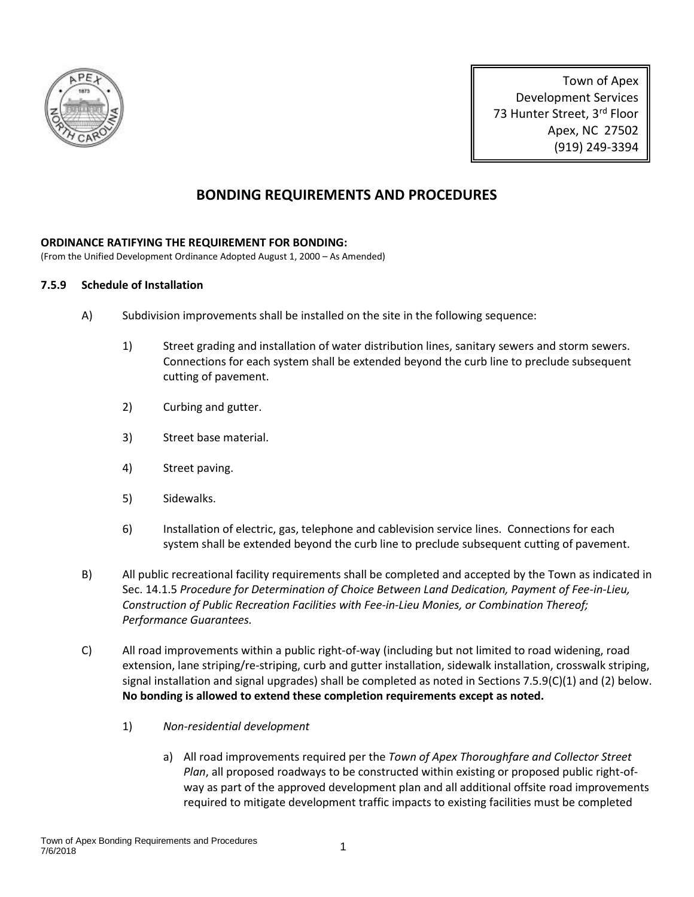Town of Apex
Development Services
73 Hunter Street, 3rd Floor
Apex, NC 27502
(919) 249-3394

# BONDING REQUIREMENTS AND PROCEDURES

**ORDINANCE RATIFYING THE REQUIREMENT FOR BONDING:**
(From the Unified Development Ordinance Adopted August 1, 2000 – As Amended)

## 7.5.9 Schedule of Installation

A) Subdivision improvements shall be installed on the site in the following sequence:

1) Street grading and installation of water distribution lines, sanitary sewers and storm sewers. Connections for each system shall be extended beyond the curb line to preclude subsequent cutting of pavement.

2) Curbing and gutter.

3) Street base material.

4) Street paving.

5) Sidewalks.

6) Installation of electric, gas, telephone and cablevision service lines. Connections for each system shall be extended beyond the curb line to preclude subsequent cutting of pavement.

B) All public recreational facility requirements shall be completed and accepted by the Town as indicated in Sec. 14.1.5 *Procedure for Determination of Choice Between Land Dedication, Payment of Fee-in-Lieu, Construction of Public Recreation Facilities with Fee-in-Lieu Monies, or Combination Thereof; Performance Guarantees.*

C) All road improvements within a public right-of-way (including but not limited to road widening, road extension, lane striping/re-striping, curb and gutter installation, sidewalk installation, crosswalk striping, signal installation and signal upgrades) shall be completed as noted in Sections 7.5.9(C)(1) and (2) below. **No bonding is allowed to extend these completion requirements except as noted.**

1) *Non-residential development*

a) All road improvements required per the *Town of Apex Thoroughfare and Collector Street Plan*, all proposed roadways to be constructed within existing or proposed public right-of-way as part of the approved development plan and all additional offsite road improvements required to mitigate development traffic impacts to existing facilities must be completed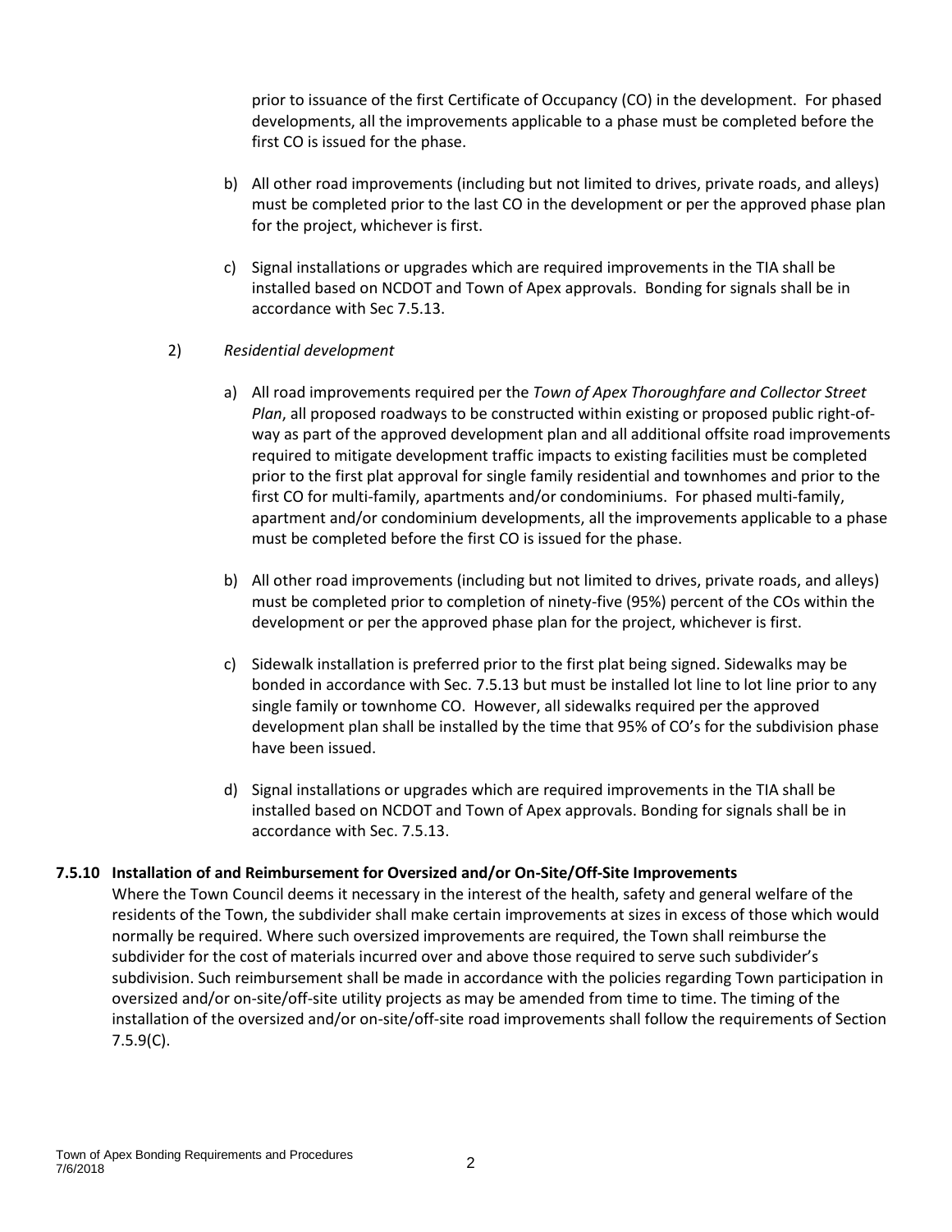prior to issuance of the first Certificate of Occupancy (CO) in the development. For phased developments, all the improvements applicable to a phase must be completed before the first CO is issued for the phase.

b) All other road improvements (including but not limited to drives, private roads, and alleys) must be completed prior to the last CO in the development or per the approved phase plan for the project, whichever is first.

c) Signal installations or upgrades which are required improvements in the TIA shall be installed based on NCDOT and Town of Apex approvals. Bonding for signals shall be in accordance with Sec 7.5.13.

2) *Residential development*

a) All road improvements required per the *Town of Apex Thoroughfare and Collector Street Plan*, all proposed roadways to be constructed within existing or proposed public right-of-way as part of the approved development plan and all additional offsite road improvements required to mitigate development traffic impacts to existing facilities must be completed prior to the first plat approval for single family residential and townhomes and prior to the first CO for multi-family, apartments and/or condominiums. For phased multi-family, apartment and/or condominium developments, all the improvements applicable to a phase must be completed before the first CO is issued for the phase.

b) All other road improvements (including but not limited to drives, private roads, and alleys) must be completed prior to completion of ninety-five (95%) percent of the COs within the development or per the approved phase plan for the project, whichever is first.

c) Sidewalk installation is preferred prior to the first plat being signed. Sidewalks may be bonded in accordance with Sec. 7.5.13 but must be installed lot line to lot line prior to any single family or townhome CO. However, all sidewalks required per the approved development plan shall be installed by the time that 95% of CO's for the subdivision phase have been issued.

d) Signal installations or upgrades which are required improvements in the TIA shall be installed based on NCDOT and Town of Apex approvals. Bonding for signals shall be in accordance with Sec. 7.5.13.

### 7.5.10 Installation of and Reimbursement for Oversized and/or On-Site/Off-Site Improvements

Where the Town Council deems it necessary in the interest of the health, safety and general welfare of the residents of the Town, the subdivider shall make certain improvements at sizes in excess of those which would normally be required. Where such oversized improvements are required, the Town shall reimburse the subdivider for the cost of materials incurred over and above those required to serve such subdivider's subdivision. Such reimbursement shall be made in accordance with the policies regarding Town participation in oversized and/or on-site/off-site utility projects as may be amended from time to time. The timing of the installation of the oversized and/or on-site/off-site road improvements shall follow the requirements of Section 7.5.9(C).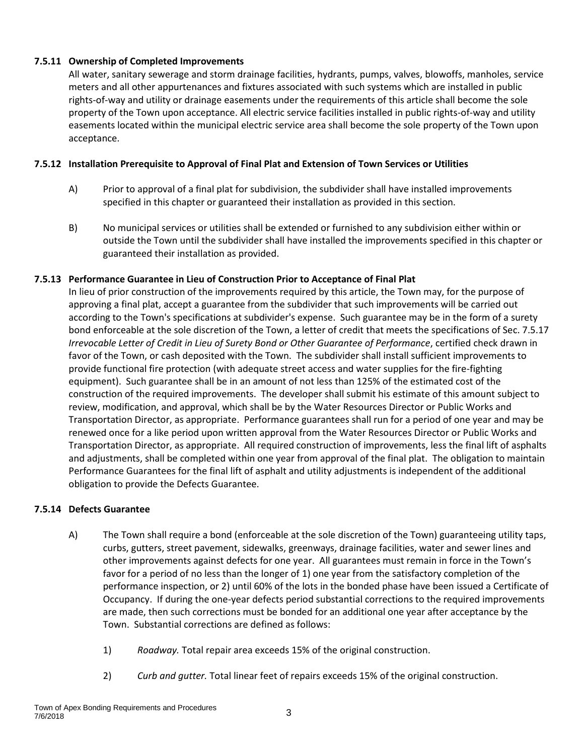### 7.5.11 Ownership of Completed Improvements

All water, sanitary sewerage and storm drainage facilities, hydrants, pumps, valves, blowoffs, manholes, service meters and all other appurtenances and fixtures associated with such systems which are installed in public rights-of-way and utility or drainage easements under the requirements of this article shall become the sole property of the Town upon acceptance. All electric service facilities installed in public rights-of-way and utility easements located within the municipal electric service area shall become the sole property of the Town upon acceptance.

### 7.5.12 Installation Prerequisite to Approval of Final Plat and Extension of Town Services or Utilities

A) Prior to approval of a final plat for subdivision, the subdivider shall have installed improvements specified in this chapter or guaranteed their installation as provided in this section.

B) No municipal services or utilities shall be extended or furnished to any subdivision either within or outside the Town until the subdivider shall have installed the improvements specified in this chapter or guaranteed their installation as provided.

### 7.5.13 Performance Guarantee in Lieu of Construction Prior to Acceptance of Final Plat

In lieu of prior construction of the improvements required by this article, the Town may, for the purpose of approving a final plat, accept a guarantee from the subdivider that such improvements will be carried out according to the Town's specifications at subdivider's expense. Such guarantee may be in the form of a surety bond enforceable at the sole discretion of the Town, a letter of credit that meets the specifications of Sec. 7.5.17 *Irrevocable Letter of Credit in Lieu of Surety Bond or Other Guarantee of Performance*, certified check drawn in favor of the Town, or cash deposited with the Town. The subdivider shall install sufficient improvements to provide functional fire protection (with adequate street access and water supplies for the fire-fighting equipment). Such guarantee shall be in an amount of not less than 125% of the estimated cost of the construction of the required improvements. The developer shall submit his estimate of this amount subject to review, modification, and approval, which shall be by the Water Resources Director or Public Works and Transportation Director, as appropriate. Performance guarantees shall run for a period of one year and may be renewed once for a like period upon written approval from the Water Resources Director or Public Works and Transportation Director, as appropriate. All required construction of improvements, less the final lift of asphalts and adjustments, shall be completed within one year from approval of the final plat. The obligation to maintain Performance Guarantees for the final lift of asphalt and utility adjustments is independent of the additional obligation to provide the Defects Guarantee.

### 7.5.14 Defects Guarantee

A) The Town shall require a bond (enforceable at the sole discretion of the Town) guaranteeing utility taps, curbs, gutters, street pavement, sidewalks, greenways, drainage facilities, water and sewer lines and other improvements against defects for one year. All guarantees must remain in force in the Town's favor for a period of no less than the longer of 1) one year from the satisfactory completion of the performance inspection, or 2) until 60% of the lots in the bonded phase have been issued a Certificate of Occupancy. If during the one-year defects period substantial corrections to the required improvements are made, then such corrections must be bonded for an additional one year after acceptance by the Town. Substantial corrections are defined as follows:

1) *Roadway.* Total repair area exceeds 15% of the original construction.

2) *Curb and gutter.* Total linear feet of repairs exceeds 15% of the original construction.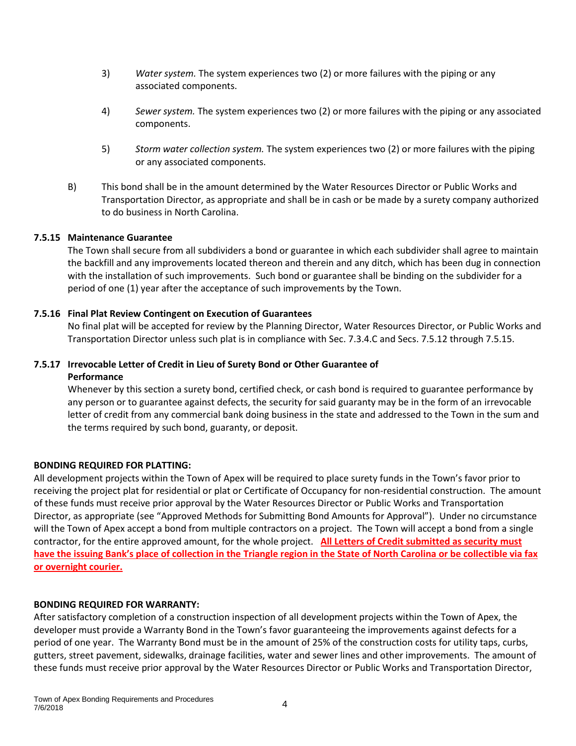3) *Water system.* The system experiences two (2) or more failures with the piping or any associated components.

4) *Sewer system.* The system experiences two (2) or more failures with the piping or any associated components.

5) *Storm water collection system.* The system experiences two (2) or more failures with the piping or any associated components.

B) This bond shall be in the amount determined by the Water Resources Director or Public Works and Transportation Director, as appropriate and shall be in cash or be made by a surety company authorized to do business in North Carolina.

**7.5.15 Maintenance Guarantee**

The Town shall secure from all subdividers a bond or guarantee in which each subdivider shall agree to maintain the backfill and any improvements located thereon and therein and any ditch, which has been dug in connection with the installation of such improvements. Such bond or guarantee shall be binding on the subdivider for a period of one (1) year after the acceptance of such improvements by the Town.

**7.5.16 Final Plat Review Contingent on Execution of Guarantees**

No final plat will be accepted for review by the Planning Director, Water Resources Director, or Public Works and Transportation Director unless such plat is in compliance with Sec. 7.3.4.C and Secs. 7.5.12 through 7.5.15.

**7.5.17 Irrevocable Letter of Credit in Lieu of Surety Bond or Other Guarantee of Performance**

Whenever by this section a surety bond, certified check, or cash bond is required to guarantee performance by any person or to guarantee against defects, the security for said guaranty may be in the form of an irrevocable letter of credit from any commercial bank doing business in the state and addressed to the Town in the sum and the terms required by such bond, guaranty, or deposit.

**BONDING REQUIRED FOR PLATTING:**

All development projects within the Town of Apex will be required to place surety funds in the Town's favor prior to receiving the project plat for residential or plat or Certificate of Occupancy for non-residential construction. The amount of these funds must receive prior approval by the Water Resources Director or Public Works and Transportation Director, as appropriate (see "Approved Methods for Submitting Bond Amounts for Approval"). Under no circumstance will the Town of Apex accept a bond from multiple contractors on a project. The Town will accept a bond from a single contractor, for the entire approved amount, for the whole project. **All Letters of Credit submitted as security must have the issuing Bank's place of collection in the Triangle region in the State of North Carolina or be collectible via fax or overnight courier.**

**BONDING REQUIRED FOR WARRANTY:**

After satisfactory completion of a construction inspection of all development projects within the Town of Apex, the developer must provide a Warranty Bond in the Town's favor guaranteeing the improvements against defects for a period of one year. The Warranty Bond must be in the amount of 25% of the construction costs for utility taps, curbs, gutters, street pavement, sidewalks, drainage facilities, water and sewer lines and other improvements. The amount of these funds must receive prior approval by the Water Resources Director or Public Works and Transportation Director,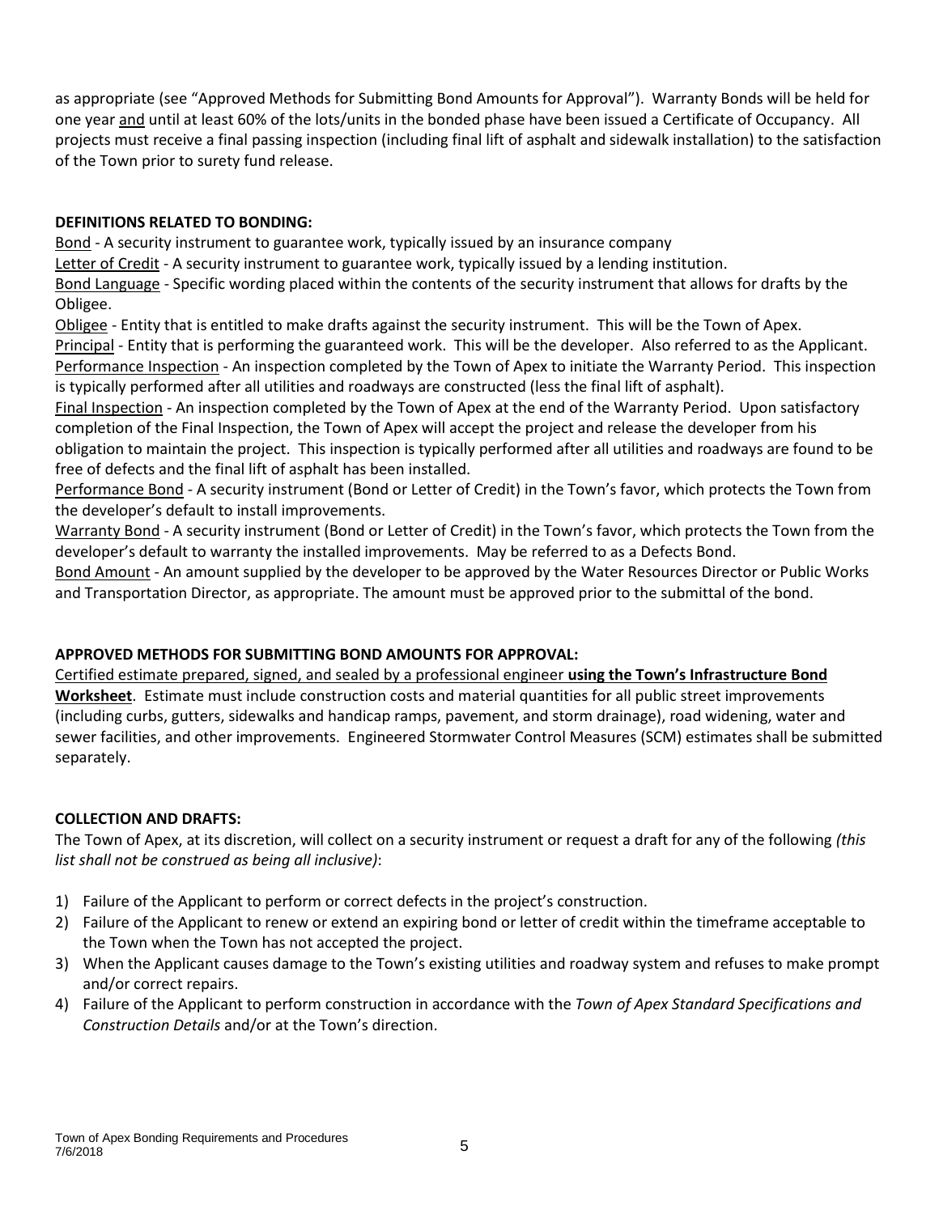as appropriate (see "Approved Methods for Submitting Bond Amounts for Approval"). Warranty Bonds will be held for one year <u>and</u> until at least 60% of the lots/units in the bonded phase have been issued a Certificate of Occupancy. All projects must receive a final passing inspection (including final lift of asphalt and sidewalk installation) to the satisfaction of the Town prior to surety fund release.

**DEFINITIONS RELATED TO BONDING:**

<u>Bond</u> - A security instrument to guarantee work, typically issued by an insurance company

<u>Letter of Credit</u> - A security instrument to guarantee work, typically issued by a lending institution.

<u>Bond Language</u> - Specific wording placed within the contents of the security instrument that allows for drafts by the Obligee.

<u>Obligee</u> - Entity that is entitled to make drafts against the security instrument. This will be the Town of Apex.

<u>Principal</u> - Entity that is performing the guaranteed work. This will be the developer. Also referred to as the Applicant.

<u>Performance Inspection</u> - An inspection completed by the Town of Apex to initiate the Warranty Period. This inspection is typically performed after all utilities and roadways are constructed (less the final lift of asphalt).

<u>Final Inspection</u> - An inspection completed by the Town of Apex at the end of the Warranty Period. Upon satisfactory completion of the Final Inspection, the Town of Apex will accept the project and release the developer from his obligation to maintain the project. This inspection is typically performed after all utilities and roadways are found to be free of defects and the final lift of asphalt has been installed.

<u>Performance Bond</u> - A security instrument (Bond or Letter of Credit) in the Town's favor, which protects the Town from the developer's default to install improvements.

<u>Warranty Bond</u> - A security instrument (Bond or Letter of Credit) in the Town's favor, which protects the Town from the developer's default to warranty the installed improvements. May be referred to as a Defects Bond.

<u>Bond Amount</u> - An amount supplied by the developer to be approved by the Water Resources Director or Public Works and Transportation Director, as appropriate. The amount must be approved prior to the submittal of the bond.

**APPROVED METHODS FOR SUBMITTING BOND AMOUNTS FOR APPROVAL:**

<u>Certified estimate prepared, signed, and sealed by a professional engineer **using the Town's Infrastructure Bond Worksheet**</u>. Estimate must include construction costs and material quantities for all public street improvements (including curbs, gutters, sidewalks and handicap ramps, pavement, and storm drainage), road widening, water and sewer facilities, and other improvements. Engineered Stormwater Control Measures (SCM) estimates shall be submitted separately.

**COLLECTION AND DRAFTS:**

The Town of Apex, at its discretion, will collect on a security instrument or request a draft for any of the following *(this list shall not be construed as being all inclusive)*:

1) Failure of the Applicant to perform or correct defects in the project's construction.
2) Failure of the Applicant to renew or extend an expiring bond or letter of credit within the timeframe acceptable to the Town when the Town has not accepted the project.
3) When the Applicant causes damage to the Town's existing utilities and roadway system and refuses to make prompt and/or correct repairs.
4) Failure of the Applicant to perform construction in accordance with the *Town of Apex Standard Specifications and Construction Details* and/or at the Town's direction.